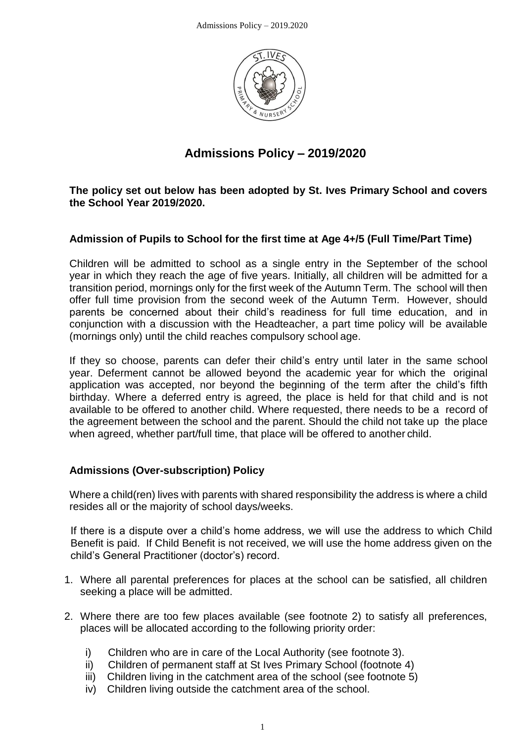# Admissions Policy – 2019/2020

**The policy set out below has been adopted by St. Ives Primary School and covers the School Year 2019/2020.**

## Admission of Pupils to School for the first time at Age 4+/5 (Full Time/Part Time)

Children will be admitted to school as a single entry in the September of the school year in which they reach the age of five years. Initially, all children will be admitted for a transition period, mornings only for the first week of the Autumn Term. The school will then offer full time provision from the second week of the Autumn Term. However, should parents be concerned about their child's readiness for full time education, and in conjunction with a discussion with the Headteacher, a part time policy will be available (mornings only) until the child reaches compulsory school age.

If they so choose, parents can defer their child's entry until later in the same school year. Deferment cannot be allowed beyond the academic year for which the original application was accepted, nor beyond the beginning of the term after the child's fifth birthday. Where a deferred entry is agreed, the place is held for that child and is not available to be offered to another child. Where requested, there needs to be a record of the agreement between the school and the parent. Should the child not take up the place when agreed, whether part/full time, that place will be offered to another child.

## Admissions (Over-subscription) Policy

Where a child(ren) lives with parents with shared responsibility the address is where a child resides all or the majority of school days/weeks.

If there is a dispute over a child's home address, we will use the address to which Child Benefit is paid. If Child Benefit is not received, we will use the home address given on the child's General Practitioner (doctor's) record.

1. Where all parental preferences for places at the school can be satisfied, all children seeking a place will be admitted.
2. Where there are too few places available (see footnote 2) to satisfy all preferences, places will be allocated according to the following priority order:
   i) Children who are in care of the Local Authority (see footnote 3).
   ii) Children of permanent staff at St Ives Primary School (footnote 4)
   iii) Children living in the catchment area of the school (see footnote 5)
   iv) Children living outside the catchment area of the school.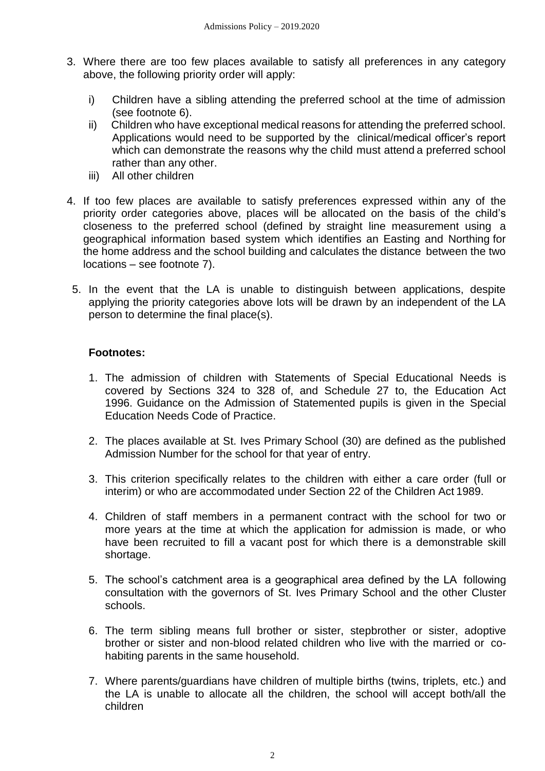3. Where there are too few places available to satisfy all preferences in any category above, the following priority order will apply:

   i) Children have a sibling attending the preferred school at the time of admission (see footnote 6).
   
   ii) Children who have exceptional medical reasons for attending the preferred school. Applications would need to be supported by the clinical/medical officer's report which can demonstrate the reasons why the child must attend a preferred school rather than any other.
   
   iii) All other children

4. If too few places are available to satisfy preferences expressed within any of the priority order categories above, places will be allocated on the basis of the child's closeness to the preferred school (defined by straight line measurement using a geographical information based system which identifies an Easting and Northing for the home address and the school building and calculates the distance between the two locations – see footnote 7).

5. In the event that the LA is unable to distinguish between applications, despite applying the priority categories above lots will be drawn by an independent of the LA person to determine the final place(s).

**Footnotes:**

1. The admission of children with Statements of Special Educational Needs is covered by Sections 324 to 328 of, and Schedule 27 to, the Education Act 1996. Guidance on the Admission of Statemented pupils is given in the Special Education Needs Code of Practice.

2. The places available at St. Ives Primary School (30) are defined as the published Admission Number for the school for that year of entry.

3. This criterion specifically relates to the children with either a care order (full or interim) or who are accommodated under Section 22 of the Children Act 1989.

4. Children of staff members in a permanent contract with the school for two or more years at the time at which the application for admission is made, or who have been recruited to fill a vacant post for which there is a demonstrable skill shortage.

5. The school's catchment area is a geographical area defined by the LA following consultation with the governors of St. Ives Primary School and the other Cluster schools.

6. The term sibling means full brother or sister, stepbrother or sister, adoptive brother or sister and non-blood related children who live with the married or co-habiting parents in the same household.

7. Where parents/guardians have children of multiple births (twins, triplets, etc.) and the LA is unable to allocate all the children, the school will accept both/all the children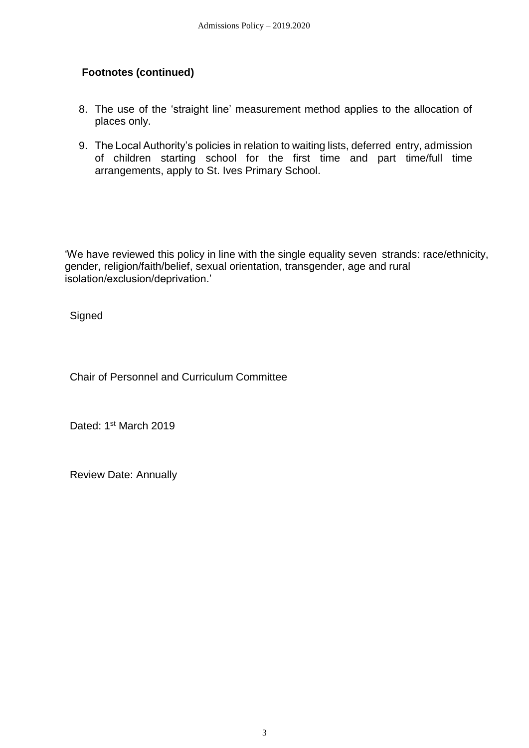**Footnotes (continued)**

8. The use of the ‘straight line’ measurement method applies to the allocation of places only.

9. The Local Authority’s policies in relation to waiting lists, deferred entry, admission of children starting school for the first time and part time/full time arrangements, apply to St. Ives Primary School.

‘We have reviewed this policy in line with the single equality seven strands: race/ethnicity, gender, religion/faith/belief, sexual orientation, transgender, age and rural isolation/exclusion/deprivation.’

Signed

Chair of Personnel and Curriculum Committee

Dated: 1st March 2019

Review Date: Annually